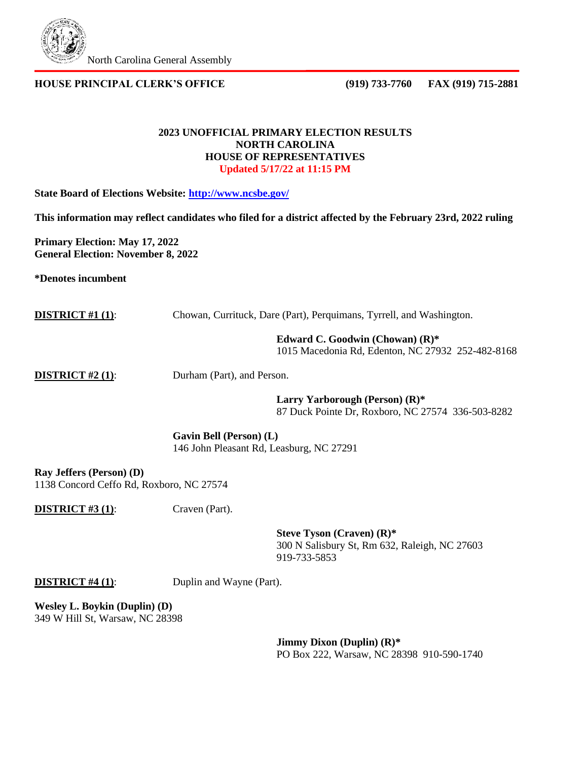North Carolina General Assembly

**HOUSE PRINCIPAL CLERK'S OFFICE** **(919) 733-7760** **FAX (919) 715-2881**

**2023 UNOFFICIAL PRIMARY ELECTION RESULTS**
**NORTH CAROLINA**
**HOUSE OF REPRESENTATIVES**
**Updated 5/17/22 at 11:15 PM**

**State Board of Elections Website: [http://www.ncsbe.gov/](http://www.ncsbe.gov/)**

**This information may reflect candidates who filed for a district affected by the February 23rd, 2022 ruling**

**Primary Election: May 17, 2022**
**General Election: November 8, 2022**

**\*Denotes incumbent**

**DISTRICT #1 (1)**: Chowan, Currituck, Dare (Part), Perquimans, Tyrrell, and Washington.

**Edward C. Goodwin (Chowan) (R)\***
1015 Macedonia Rd, Edenton, NC 27932 252-482-8168

**DISTRICT #2 (1)**: Durham (Part), and Person.

**Larry Yarborough (Person) (R)\***
87 Duck Pointe Dr, Roxboro, NC 27574 336-503-8282

**Gavin Bell (Person) (L)**
146 John Pleasant Rd, Leasburg, NC 27291

**Ray Jeffers (Person) (D)**
1138 Concord Ceffo Rd, Roxboro, NC 27574

**DISTRICT #3 (1)**: Craven (Part).

**Steve Tyson (Craven) (R)\***
300 N Salisbury St, Rm 632, Raleigh, NC 27603
919-733-5853

**DISTRICT #4 (1)**: Duplin and Wayne (Part).

**Wesley L. Boykin (Duplin) (D)**
349 W Hill St, Warsaw, NC 28398

**Jimmy Dixon (Duplin) (R)\***
PO Box 222, Warsaw, NC 28398 910-590-1740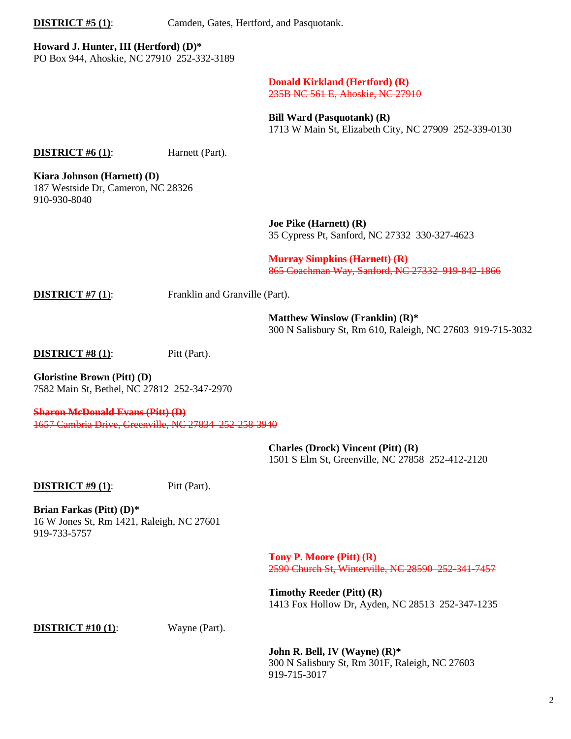**DISTRICT #5 (1)**: Camden, Gates, Hertford, and Pasquotank.

**Howard J. Hunter, III (Hertford) (D)***
PO Box 944, Ahoskie, NC 27910 252-332-3189

~~**Donald Kirkland (Hertford) (R)**~~
~~235B NC 561 E, Ahoskie, NC 27910~~

**Bill Ward (Pasquotank) (R)**
1713 W Main St, Elizabeth City, NC 27909 252-339-0130

**DISTRICT #6 (1)**: Harnett (Part).

**Kiara Johnson (Harnett) (D)**
187 Westside Dr, Cameron, NC 28326
910-930-8040

**Joe Pike (Harnett) (R)**
35 Cypress Pt, Sanford, NC 27332 330-327-4623

~~**Murray Simpkins (Harnett) (R)**~~
~~865 Coachman Way, Sanford, NC 27332 919-842-1866~~

**DISTRICT #7 (1)**: Franklin and Granville (Part).

**Matthew Winslow (Franklin) (R)***
300 N Salisbury St, Rm 610, Raleigh, NC 27603 919-715-3032

**DISTRICT #8 (1)**: Pitt (Part).

**Gloristine Brown (Pitt) (D)**
7582 Main St, Bethel, NC 27812 252-347-2970

~~**Sharon McDonald Evans (Pitt) (D)**~~
~~1657 Cambria Drive, Greenville, NC 27834 252-258-3940~~

**Charles (Drock) Vincent (Pitt) (R)**
1501 S Elm St, Greenville, NC 27858 252-412-2120

**DISTRICT #9 (1)**: Pitt (Part).

**Brian Farkas (Pitt) (D)***
16 W Jones St, Rm 1421, Raleigh, NC 27601
919-733-5757

~~**Tony P. Moore (Pitt) (R)**~~
~~2590 Church St, Winterville, NC 28590 252-341-7457~~

**Timothy Reeder (Pitt) (R)**
1413 Fox Hollow Dr, Ayden, NC 28513 252-347-1235

**DISTRICT #10 (1)**: Wayne (Part).

**John R. Bell, IV (Wayne) (R)***
300 N Salisbury St, Rm 301F, Raleigh, NC 27603
919-715-3017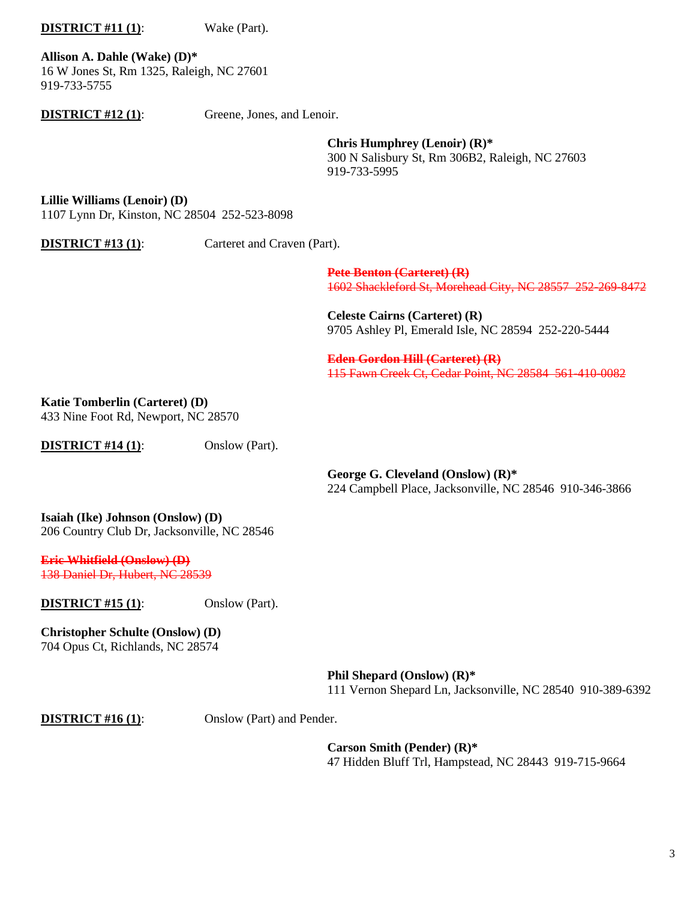**DISTRICT #11 (1)**: Wake (Part).

**Allison A. Dahle (Wake) (D)***
16 W Jones St, Rm 1325, Raleigh, NC 27601
919-733-5755

**DISTRICT #12 (1)**: Greene, Jones, and Lenoir.

**Chris Humphrey (Lenoir) (R)***
300 N Salisbury St, Rm 306B2, Raleigh, NC 27603
919-733-5995

**Lillie Williams (Lenoir) (D)**
1107 Lynn Dr, Kinston, NC 28504 252-523-8098

**DISTRICT #13 (1)**: Carteret and Craven (Part).

~~**Pete Benton (Carteret) (R)**~~
~~1602 Shackleford St, Morehead City, NC 28557 252-269-8472~~

**Celeste Cairns (Carteret) (R)**
9705 Ashley Pl, Emerald Isle, NC 28594 252-220-5444

~~**Eden Gordon Hill (Carteret) (R)**~~
~~115 Fawn Creek Ct, Cedar Point, NC 28584 561-410-0082~~

**Katie Tomberlin (Carteret) (D)**
433 Nine Foot Rd, Newport, NC 28570

**DISTRICT #14 (1)**: Onslow (Part).

**George G. Cleveland (Onslow) (R)***
224 Campbell Place, Jacksonville, NC 28546 910-346-3866

**Isaiah (Ike) Johnson (Onslow) (D)**
206 Country Club Dr, Jacksonville, NC 28546

~~**Eric Whitfield (Onslow) (D)**~~
~~138 Daniel Dr, Hubert, NC 28539~~

**DISTRICT #15 (1)**: Onslow (Part).

**Christopher Schulte (Onslow) (D)**
704 Opus Ct, Richlands, NC 28574

**Phil Shepard (Onslow) (R)***
111 Vernon Shepard Ln, Jacksonville, NC 28540 910-389-6392

**DISTRICT #16 (1)**: Onslow (Part) and Pender.

**Carson Smith (Pender) (R)***
47 Hidden Bluff Trl, Hampstead, NC 28443 919-715-9664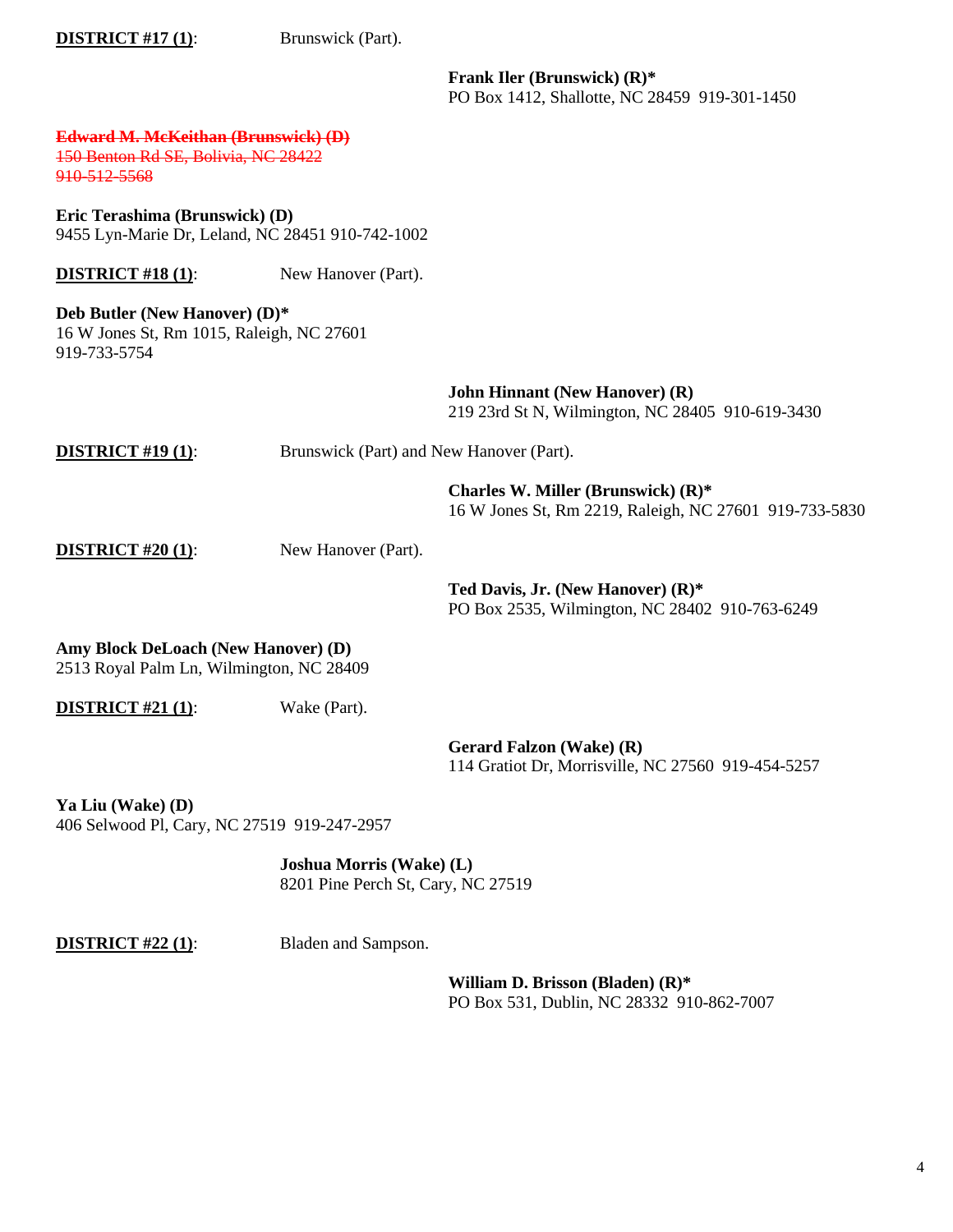**<u>DISTRICT #17 (1)</u>**: Brunswick (Part).

**Frank Iler (Brunswick) (R)***
PO Box 1412, Shallotte, NC 28459 919-301-1450

~~**Edward M. McKeithan (Brunswick) (D)**~~
~~150 Benton Rd SE, Bolivia, NC 28422~~
~~910-512-5568~~

**Eric Terashima (Brunswick) (D)**
9455 Lyn-Marie Dr, Leland, NC 28451 910-742-1002

**<u>DISTRICT #18 (1)</u>**: New Hanover (Part).

**Deb Butler (New Hanover) (D)***
16 W Jones St, Rm 1015, Raleigh, NC 27601
919-733-5754

**John Hinnant (New Hanover) (R)**
219 23rd St N, Wilmington, NC 28405 910-619-3430

**<u>DISTRICT #19 (1)</u>**: Brunswick (Part) and New Hanover (Part).

**Charles W. Miller (Brunswick) (R)***
16 W Jones St, Rm 2219, Raleigh, NC 27601 919-733-5830

**<u>DISTRICT #20 (1)</u>**: New Hanover (Part).

**Ted Davis, Jr. (New Hanover) (R)***
PO Box 2535, Wilmington, NC 28402 910-763-6249

**Amy Block DeLoach (New Hanover) (D)**
2513 Royal Palm Ln, Wilmington, NC 28409

**<u>DISTRICT #21 (1)</u>**: Wake (Part).

**Gerard Falzon (Wake) (R)**
114 Gratiot Dr, Morrisville, NC 27560 919-454-5257

**Ya Liu (Wake) (D)**
406 Selwood Pl, Cary, NC 27519 919-247-2957

**Joshua Morris (Wake) (L)**
8201 Pine Perch St, Cary, NC 27519

**<u>DISTRICT #22 (1)</u>**: Bladen and Sampson.

**William D. Brisson (Bladen) (R)***
PO Box 531, Dublin, NC 28332 910-862-7007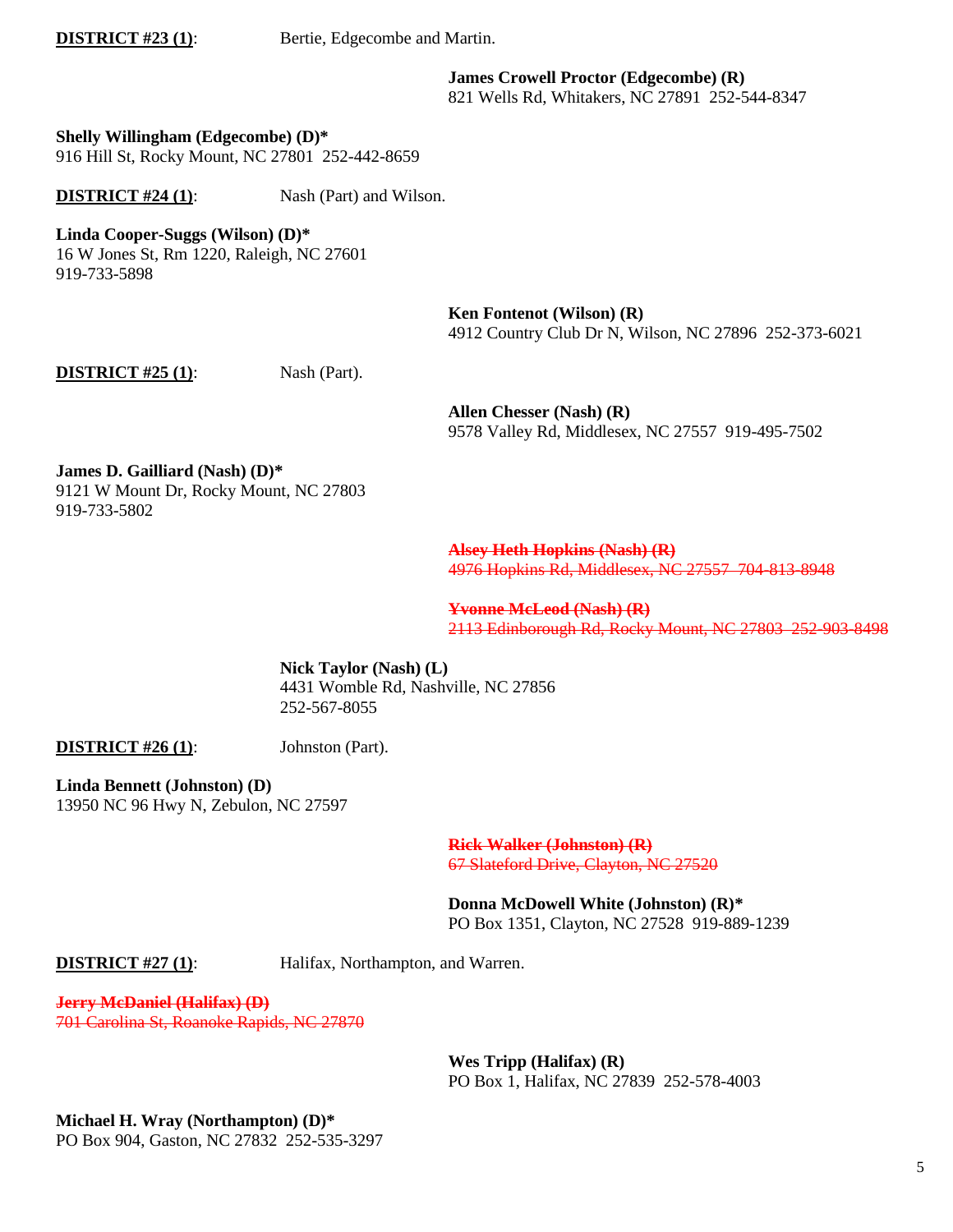**DISTRICT #23 (1)**: Bertie, Edgecombe and Martin.

**James Crowell Proctor (Edgecombe) (R)**
821 Wells Rd, Whitakers, NC 27891 252-544-8347

**Shelly Willingham (Edgecombe) (D)***
916 Hill St, Rocky Mount, NC 27801 252-442-8659

**DISTRICT #24 (1)**: Nash (Part) and Wilson.

**Linda Cooper-Suggs (Wilson) (D)***
16 W Jones St, Rm 1220, Raleigh, NC 27601
919-733-5898

**Ken Fontenot (Wilson) (R)**
4912 Country Club Dr N, Wilson, NC 27896 252-373-6021

**DISTRICT #25 (1)**: Nash (Part).

**Allen Chesser (Nash) (R)**
9578 Valley Rd, Middlesex, NC 27557 919-495-7502

**James D. Gailliard (Nash) (D)***
9121 W Mount Dr, Rocky Mount, NC 27803
919-733-5802

~~**Alsey Heth Hopkins (Nash) (R)**~~
~~4976 Hopkins Rd, Middlesex, NC 27557 704-813-8948~~

~~**Yvonne McLeod (Nash) (R)**~~
~~2113 Edinborough Rd, Rocky Mount, NC 27803 252-903-8498~~

**Nick Taylor (Nash) (L)**
4431 Womble Rd, Nashville, NC 27856
252-567-8055

**DISTRICT #26 (1)**: Johnston (Part).

**Linda Bennett (Johnston) (D)**
13950 NC 96 Hwy N, Zebulon, NC 27597

~~**Rick Walker (Johnston) (R)**~~
~~67 Slateford Drive, Clayton, NC 27520~~

**Donna McDowell White (Johnston) (R)***
PO Box 1351, Clayton, NC 27528 919-889-1239

**DISTRICT #27 (1)**: Halifax, Northampton, and Warren.

~~**Jerry McDaniel (Halifax) (D)**~~
~~701 Carolina St, Roanoke Rapids, NC 27870~~

**Wes Tripp (Halifax) (R)**
PO Box 1, Halifax, NC 27839 252-578-4003

**Michael H. Wray (Northampton) (D)***
PO Box 904, Gaston, NC 27832 252-535-3297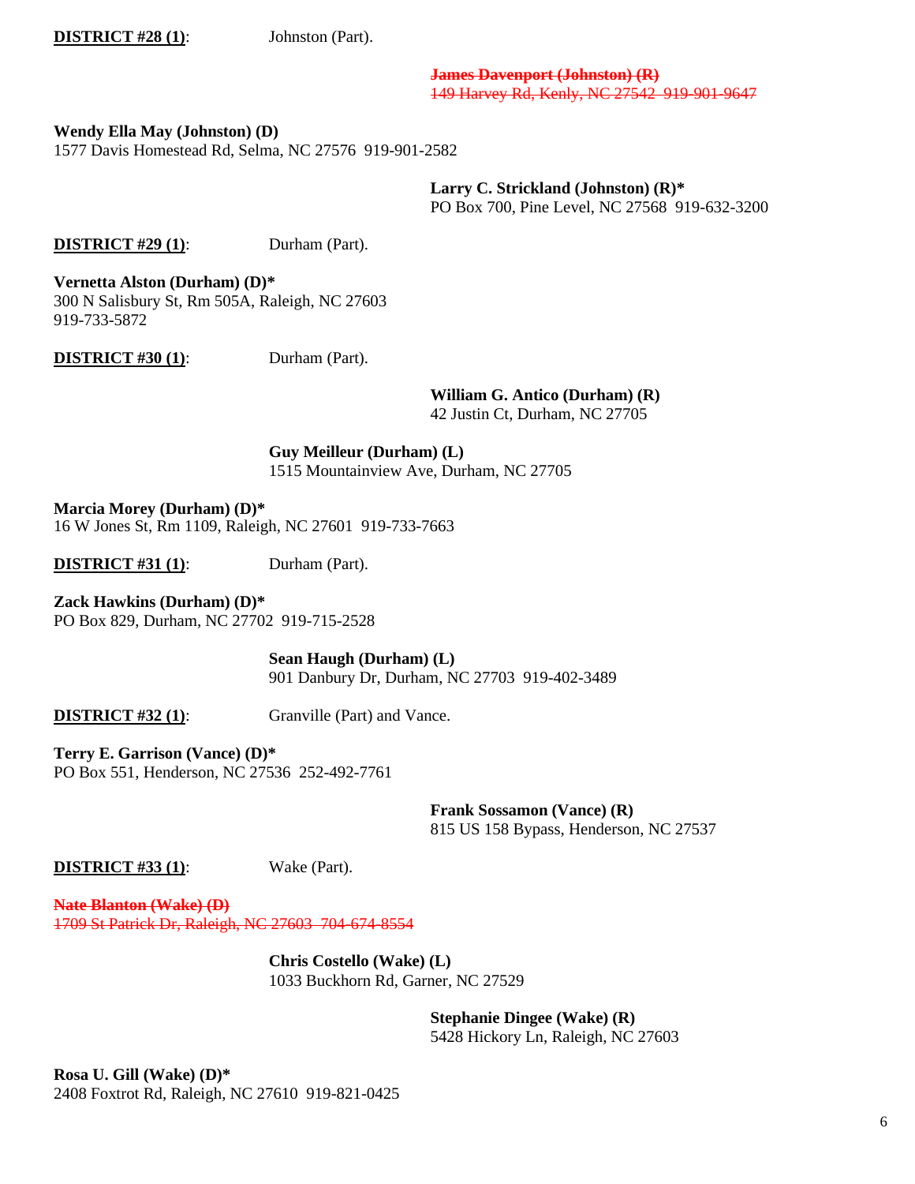**DISTRICT #28 (1)**: Johnston (Part).

~~**James Davenport (Johnston) (R)**~~
~~149 Harvey Rd, Kenly, NC 27542 919-901-9647~~

**Wendy Ella May (Johnston) (D)**
1577 Davis Homestead Rd, Selma, NC 27576 919-901-2582

**Larry C. Strickland (Johnston) (R)***
PO Box 700, Pine Level, NC 27568 919-632-3200

**DISTRICT #29 (1)**: Durham (Part).

**Vernetta Alston (Durham) (D)***
300 N Salisbury St, Rm 505A, Raleigh, NC 27603
919-733-5872

**DISTRICT #30 (1)**: Durham (Part).

**William G. Antico (Durham) (R)**
42 Justin Ct, Durham, NC 27705

**Guy Meilleur (Durham) (L)**
1515 Mountainview Ave, Durham, NC 27705

**Marcia Morey (Durham) (D)***
16 W Jones St, Rm 1109, Raleigh, NC 27601 919-733-7663

**DISTRICT #31 (1)**: Durham (Part).

**Zack Hawkins (Durham) (D)***
PO Box 829, Durham, NC 27702 919-715-2528

**Sean Haugh (Durham) (L)**
901 Danbury Dr, Durham, NC 27703 919-402-3489

**DISTRICT #32 (1)**: Granville (Part) and Vance.

**Terry E. Garrison (Vance) (D)***
PO Box 551, Henderson, NC 27536 252-492-7761

**Frank Sossamon (Vance) (R)**
815 US 158 Bypass, Henderson, NC 27537

**DISTRICT #33 (1)**: Wake (Part).

~~**Nate Blanton (Wake) (D)**~~
~~1709 St Patrick Dr, Raleigh, NC 27603 704-674-8554~~

**Chris Costello (Wake) (L)**
1033 Buckhorn Rd, Garner, NC 27529

**Stephanie Dingee (Wake) (R)**
5428 Hickory Ln, Raleigh, NC 27603

**Rosa U. Gill (Wake) (D)***
2408 Foxtrot Rd, Raleigh, NC 27610 919-821-0425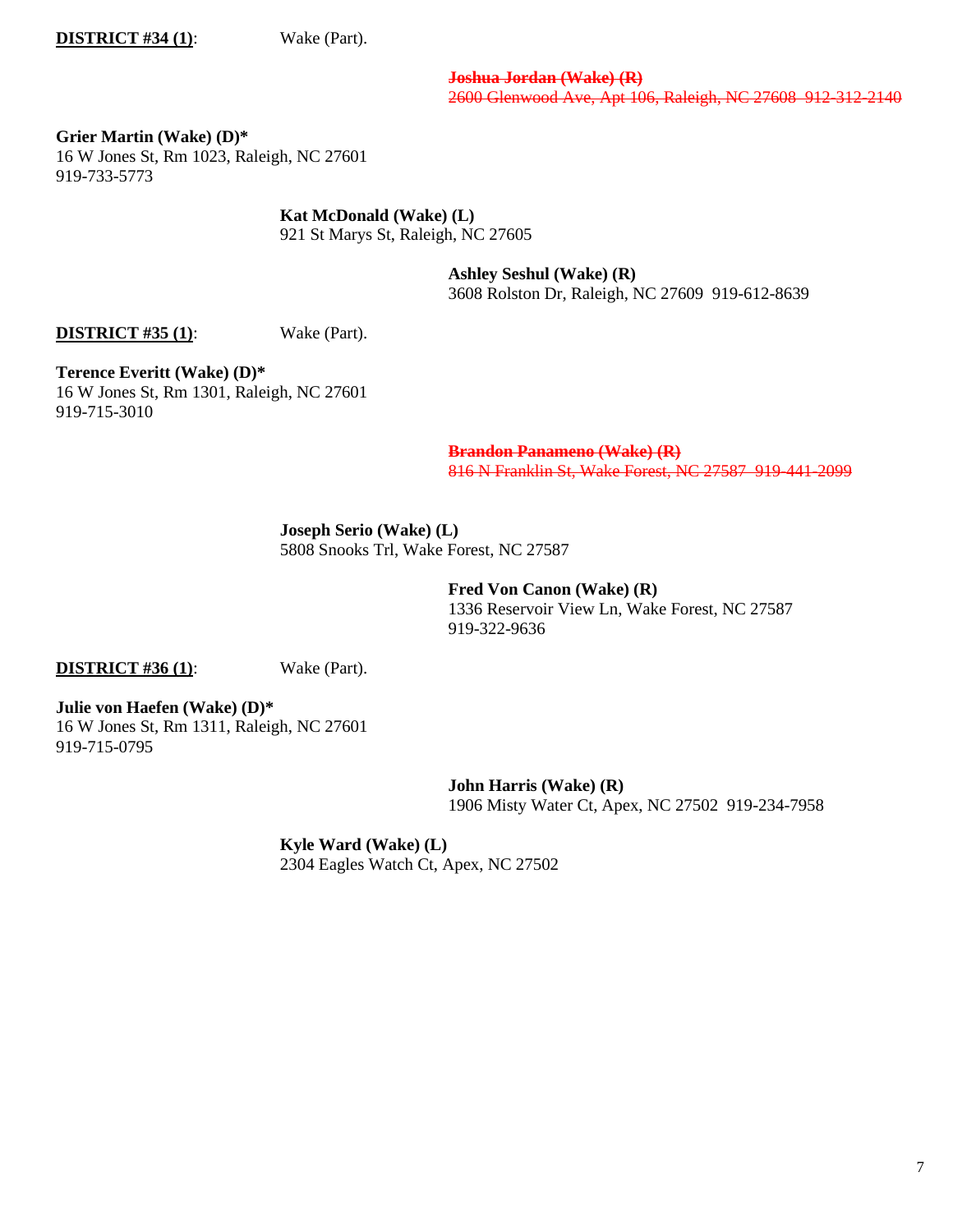**DISTRICT #34 (1)**: Wake (Part).

~~**Joshua Jordan (Wake) (R)**~~
~~2600 Glenwood Ave, Apt 106, Raleigh, NC 27608 912-312-2140~~

**Grier Martin (Wake) (D)***
16 W Jones St, Rm 1023, Raleigh, NC 27601
919-733-5773

**Kat McDonald (Wake) (L)**
921 St Marys St, Raleigh, NC 27605

**Ashley Seshul (Wake) (R)**
3608 Rolston Dr, Raleigh, NC 27609 919-612-8639

**DISTRICT #35 (1)**: Wake (Part).

**Terence Everitt (Wake) (D)***
16 W Jones St, Rm 1301, Raleigh, NC 27601
919-715-3010

~~**Brandon Panameno (Wake) (R)**~~
~~816 N Franklin St, Wake Forest, NC 27587 919-441-2099~~

**Joseph Serio (Wake) (L)**
5808 Snooks Trl, Wake Forest, NC 27587

**Fred Von Canon (Wake) (R)**
1336 Reservoir View Ln, Wake Forest, NC 27587
919-322-9636

**DISTRICT #36 (1)**: Wake (Part).

**Julie von Haefen (Wake) (D)***
16 W Jones St, Rm 1311, Raleigh, NC 27601
919-715-0795

**John Harris (Wake) (R)**
1906 Misty Water Ct, Apex, NC 27502 919-234-7958

**Kyle Ward (Wake) (L)**
2304 Eagles Watch Ct, Apex, NC 27502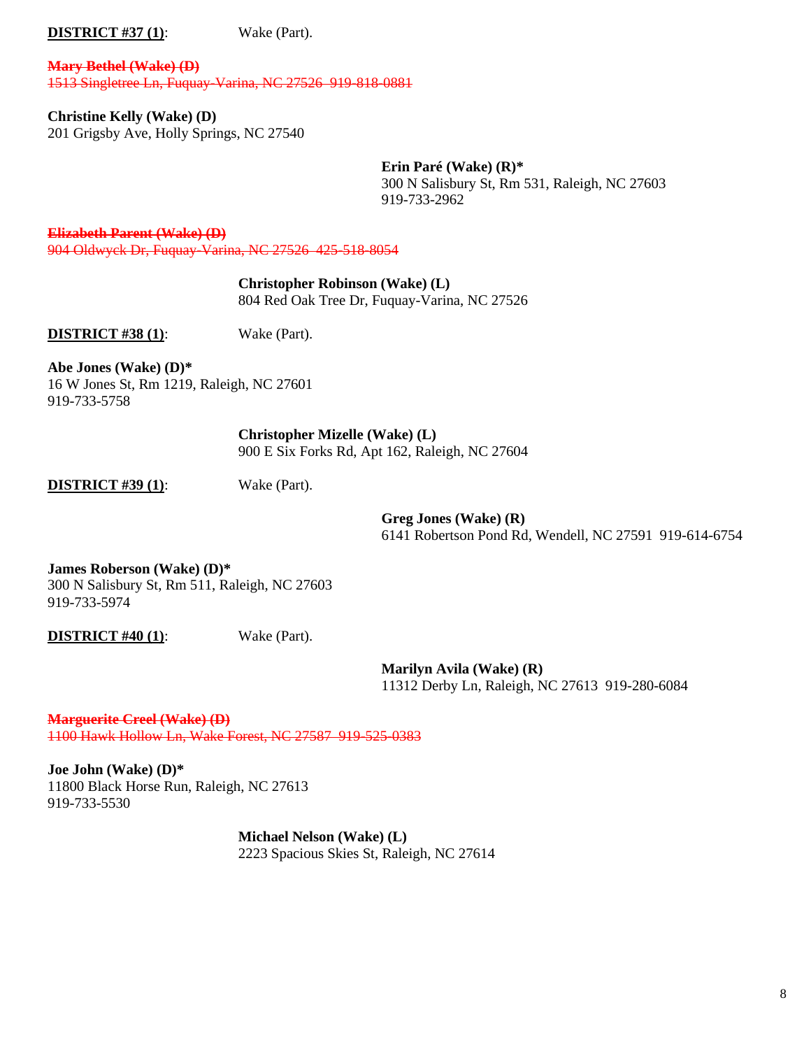**DISTRICT #37 (1)**: Wake (Part).

~~**Mary Bethel (Wake) (D)**~~
~~1513 Singletree Ln, Fuquay-Varina, NC 27526 919-818-0881~~

**Christine Kelly (Wake) (D)**
201 Grigsby Ave, Holly Springs, NC 27540

**Erin Paré (Wake) (R)***
300 N Salisbury St, Rm 531, Raleigh, NC 27603
919-733-2962

~~**Elizabeth Parent (Wake) (D)**~~
~~904 Oldwyck Dr, Fuquay-Varina, NC 27526 425-518-8054~~

**Christopher Robinson (Wake) (L)**
804 Red Oak Tree Dr, Fuquay-Varina, NC 27526

**DISTRICT #38 (1)**: Wake (Part).

**Abe Jones (Wake) (D)***
16 W Jones St, Rm 1219, Raleigh, NC 27601
919-733-5758

**Christopher Mizelle (Wake) (L)**
900 E Six Forks Rd, Apt 162, Raleigh, NC 27604

**DISTRICT #39 (1)**: Wake (Part).

**Greg Jones (Wake) (R)**
6141 Robertson Pond Rd, Wendell, NC 27591 919-614-6754

**James Roberson (Wake) (D)***
300 N Salisbury St, Rm 511, Raleigh, NC 27603
919-733-5974

**DISTRICT #40 (1)**: Wake (Part).

**Marilyn Avila (Wake) (R)**
11312 Derby Ln, Raleigh, NC 27613 919-280-6084

~~**Marguerite Creel (Wake) (D)**~~
~~1100 Hawk Hollow Ln, Wake Forest, NC 27587 919-525-0383~~

**Joe John (Wake) (D)***
11800 Black Horse Run, Raleigh, NC 27613
919-733-5530

**Michael Nelson (Wake) (L)**
2223 Spacious Skies St, Raleigh, NC 27614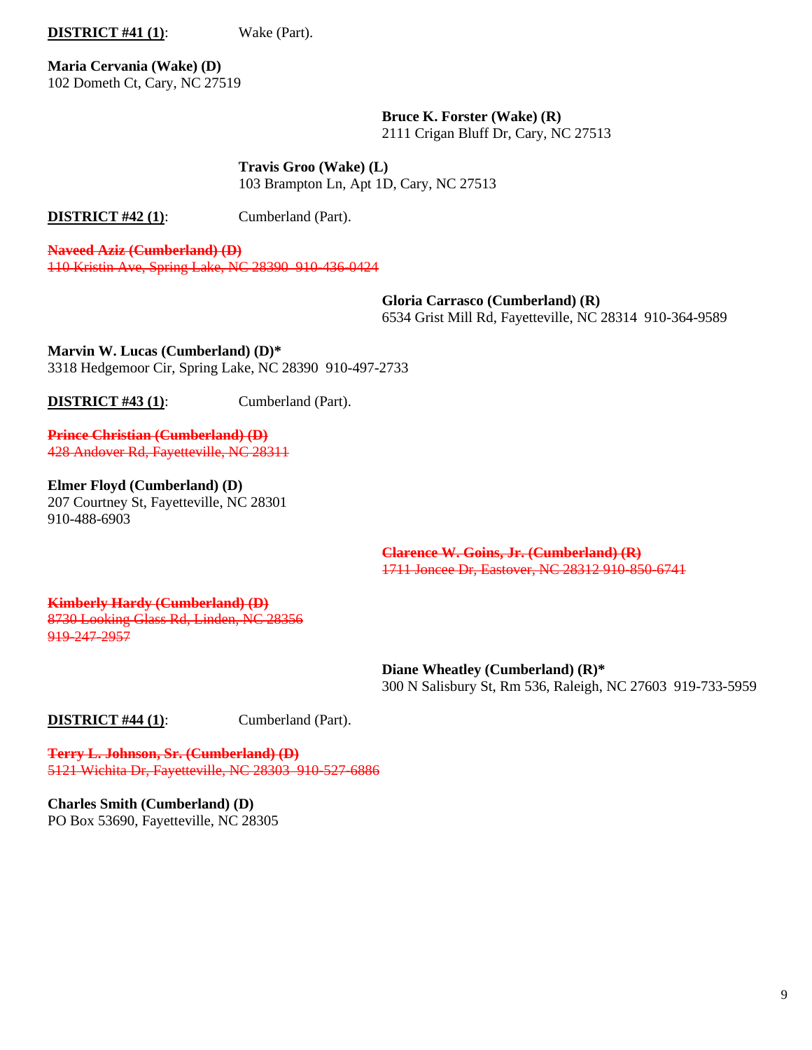**DISTRICT #41 (1)**: Wake (Part).

**Maria Cervania (Wake) (D)**
102 Dometh Ct, Cary, NC 27519

**Bruce K. Forster (Wake) (R)**
2111 Crigan Bluff Dr, Cary, NC 27513

**Travis Groo (Wake) (L)**
103 Brampton Ln, Apt 1D, Cary, NC 27513

**DISTRICT #42 (1)**: Cumberland (Part).

~~**Naveed Aziz (Cumberland) (D)**~~
~~110 Kristin Ave, Spring Lake, NC 28390 910-436-0424~~

**Gloria Carrasco (Cumberland) (R)**
6534 Grist Mill Rd, Fayetteville, NC 28314 910-364-9589

**Marvin W. Lucas (Cumberland) (D)***
3318 Hedgemoor Cir, Spring Lake, NC 28390 910-497-2733

**DISTRICT #43 (1)**: Cumberland (Part).

~~**Prince Christian (Cumberland) (D)**~~
~~428 Andover Rd, Fayetteville, NC 28311~~

**Elmer Floyd (Cumberland) (D)**
207 Courtney St, Fayetteville, NC 28301
910-488-6903

~~**Clarence W. Goins, Jr. (Cumberland) (R)**~~
~~1711 Joncee Dr, Eastover, NC 28312 910-850-6741~~

~~**Kimberly Hardy (Cumberland) (D)**~~
~~8730 Looking Glass Rd, Linden, NC 28356~~
~~919-247-2957~~

**Diane Wheatley (Cumberland) (R)***
300 N Salisbury St, Rm 536, Raleigh, NC 27603 919-733-5959

**DISTRICT #44 (1)**: Cumberland (Part).

~~**Terry L. Johnson, Sr. (Cumberland) (D)**~~
~~5121 Wichita Dr, Fayetteville, NC 28303 910-527-6886~~

**Charles Smith (Cumberland) (D)**
PO Box 53690, Fayetteville, NC 28305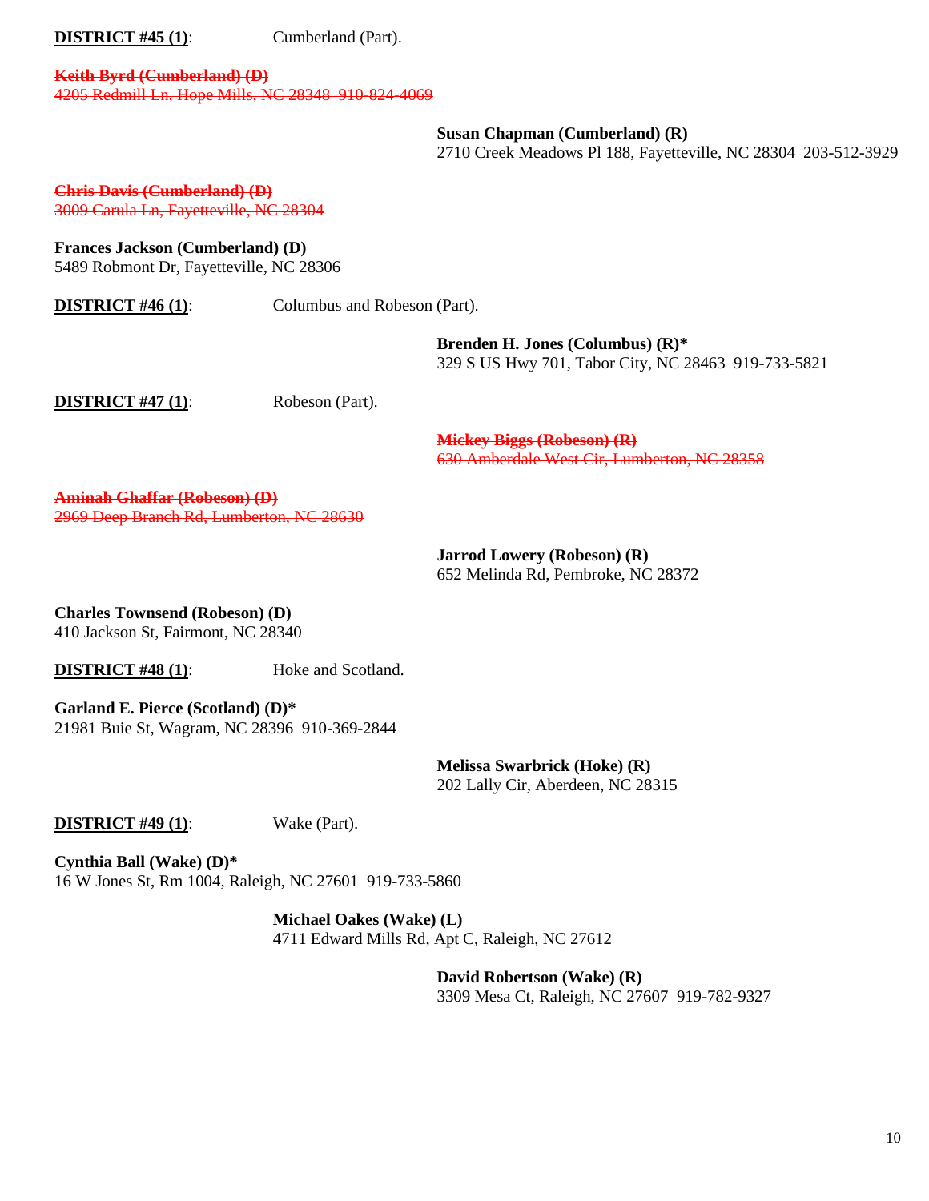**DISTRICT #45 (1)**: Cumberland (Part).

~~**Keith Byrd (Cumberland) (D)**~~
~~4205 Redmill Ln, Hope Mills, NC 28348 910-824-4069~~

**Susan Chapman (Cumberland) (R)**
2710 Creek Meadows Pl 188, Fayetteville, NC 28304 203-512-3929

~~**Chris Davis (Cumberland) (D)**~~
~~3009 Carula Ln, Fayetteville, NC 28304~~

**Frances Jackson (Cumberland) (D)**
5489 Robmont Dr, Fayetteville, NC 28306

**DISTRICT #46 (1)**: Columbus and Robeson (Part).

**Brenden H. Jones (Columbus) (R)***
329 S US Hwy 701, Tabor City, NC 28463 919-733-5821

**DISTRICT #47 (1)**: Robeson (Part).

~~**Mickey Biggs (Robeson) (R)**~~
~~630 Amberdale West Cir, Lumberton, NC 28358~~

~~**Aminah Ghaffar (Robeson) (D)**~~
~~2969 Deep Branch Rd, Lumberton, NC 28630~~

**Jarrod Lowery (Robeson) (R)**
652 Melinda Rd, Pembroke, NC 28372

**Charles Townsend (Robeson) (D)**
410 Jackson St, Fairmont, NC 28340

**DISTRICT #48 (1)**: Hoke and Scotland.

**Garland E. Pierce (Scotland) (D)***
21981 Buie St, Wagram, NC 28396 910-369-2844

**Melissa Swarbrick (Hoke) (R)**
202 Lally Cir, Aberdeen, NC 28315

**DISTRICT #49 (1)**: Wake (Part).

**Cynthia Ball (Wake) (D)***
16 W Jones St, Rm 1004, Raleigh, NC 27601 919-733-5860

**Michael Oakes (Wake) (L)**
4711 Edward Mills Rd, Apt C, Raleigh, NC 27612

**David Robertson (Wake) (R)**
3309 Mesa Ct, Raleigh, NC 27607 919-782-9327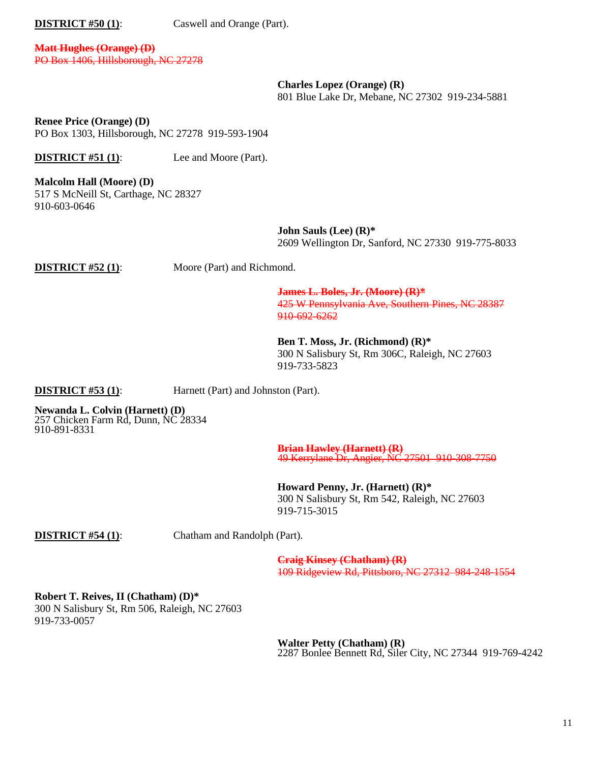**DISTRICT #50 (1)**: Caswell and Orange (Part).

~~**Matt Hughes (Orange) (D)**~~
~~PO Box 1406, Hillsborough, NC 27278~~

**Charles Lopez (Orange) (R)**
801 Blue Lake Dr, Mebane, NC 27302 919-234-5881

**Renee Price (Orange) (D)**
PO Box 1303, Hillsborough, NC 27278 919-593-1904

**DISTRICT #51 (1)**: Lee and Moore (Part).

**Malcolm Hall (Moore) (D)**
517 S McNeill St, Carthage, NC 28327
910-603-0646

**John Sauls (Lee) (R)***
2609 Wellington Dr, Sanford, NC 27330 919-775-8033

**DISTRICT #52 (1)**: Moore (Part) and Richmond.

~~**James L. Boles, Jr. (Moore) (R)***~~
~~425 W Pennsylvania Ave, Southern Pines, NC 28387~~
~~910-692-6262~~

**Ben T. Moss, Jr. (Richmond) (R)***
300 N Salisbury St, Rm 306C, Raleigh, NC 27603
919-733-5823

**DISTRICT #53 (1)**: Harnett (Part) and Johnston (Part).

**Newanda L. Colvin (Harnett) (D)**
257 Chicken Farm Rd, Dunn, NC 28334
910-891-8331

~~**Brian Hawley (Harnett) (R)**~~
~~49 Kerrylane Dr, Angier, NC 27501 910-308-7750~~

**Howard Penny, Jr. (Harnett) (R)***
300 N Salisbury St, Rm 542, Raleigh, NC 27603
919-715-3015

**DISTRICT #54 (1)**: Chatham and Randolph (Part).

~~**Craig Kinsey (Chatham) (R)**~~
~~109 Ridgeview Rd, Pittsboro, NC 27312 984-248-1554~~

**Robert T. Reives, II (Chatham) (D)***
300 N Salisbury St, Rm 506, Raleigh, NC 27603
919-733-0057

**Walter Petty (Chatham) (R)**
2287 Bonlee Bennett Rd, Siler City, NC 27344 919-769-4242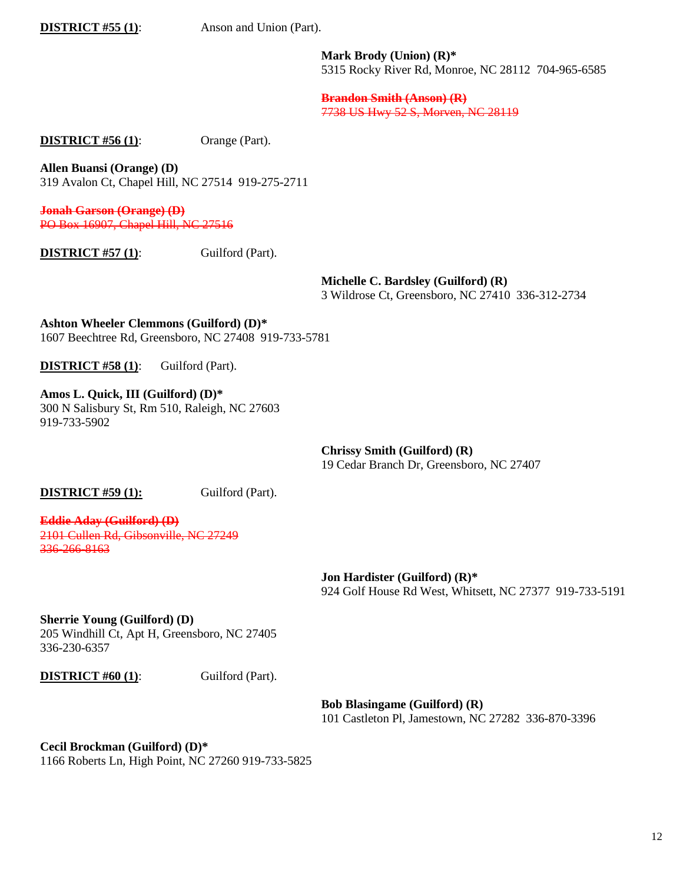**DISTRICT #55 (1)**: Anson and Union (Part).

**Mark Brody (Union) (R)***
5315 Rocky River Rd, Monroe, NC 28112 704-965-6585

~~**Brandon Smith (Anson) (R)**~~
~~7738 US Hwy 52 S, Morven, NC 28119~~

**DISTRICT #56 (1)**: Orange (Part).

**Allen Buansi (Orange) (D)**
319 Avalon Ct, Chapel Hill, NC 27514 919-275-2711

~~**Jonah Garson (Orange) (D)**~~
~~PO Box 16907, Chapel Hill, NC 27516~~

**DISTRICT #57 (1)**: Guilford (Part).

**Michelle C. Bardsley (Guilford) (R)**
3 Wildrose Ct, Greensboro, NC 27410 336-312-2734

**Ashton Wheeler Clemmons (Guilford) (D)***
1607 Beechtree Rd, Greensboro, NC 27408 919-733-5781

**DISTRICT #58 (1)**: Guilford (Part).

**Amos L. Quick, III (Guilford) (D)***
300 N Salisbury St, Rm 510, Raleigh, NC 27603
919-733-5902

**Chrissy Smith (Guilford) (R)**
19 Cedar Branch Dr, Greensboro, NC 27407

**DISTRICT #59 (1):** Guilford (Part).

~~**Eddie Aday (Guilford) (D)**~~
~~2101 Cullen Rd, Gibsonville, NC 27249~~
~~336-266-8163~~

**Jon Hardister (Guilford) (R)***
924 Golf House Rd West, Whitsett, NC 27377 919-733-5191

**Sherrie Young (Guilford) (D)**
205 Windhill Ct, Apt H, Greensboro, NC 27405
336-230-6357

**DISTRICT #60 (1)**: Guilford (Part).

**Bob Blasingame (Guilford) (R)**
101 Castleton Pl, Jamestown, NC 27282 336-870-3396

**Cecil Brockman (Guilford) (D)***
1166 Roberts Ln, High Point, NC 27260 919-733-5825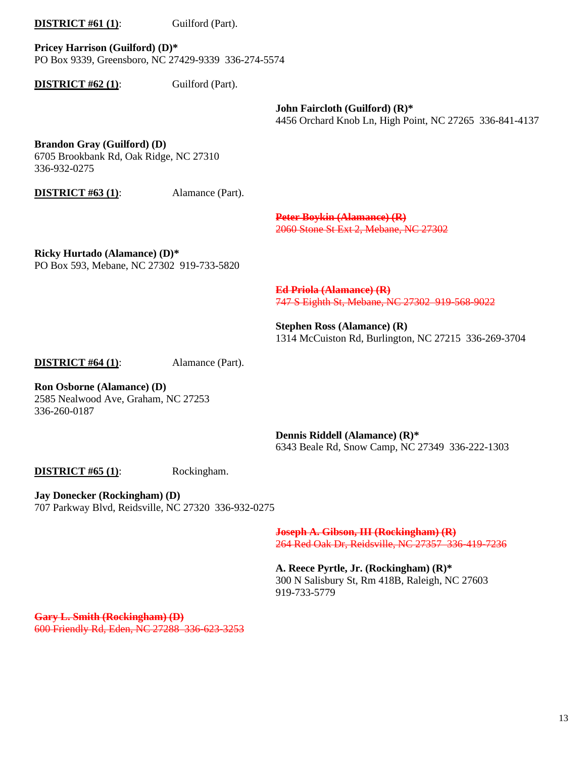**<u>DISTRICT #61 (1)</u>**: Guilford (Part).

**Pricey Harrison (Guilford) (D)***
PO Box 9339, Greensboro, NC 27429-9339 336-274-5574

**<u>DISTRICT #62 (1)</u>**: Guilford (Part).

**John Faircloth (Guilford) (R)***
4456 Orchard Knob Ln, High Point, NC 27265 336-841-4137

**Brandon Gray (Guilford) (D)**
6705 Brookbank Rd, Oak Ridge, NC 27310
336-932-0275

**<u>DISTRICT #63 (1)</u>**: Alamance (Part).

~~**Peter Boykin (Alamance) (R)**~~
~~2060 Stone St Ext 2, Mebane, NC 27302~~

**Ricky Hurtado (Alamance) (D)***
PO Box 593, Mebane, NC 27302 919-733-5820

~~**Ed Priola (Alamance) (R)**~~
~~747 S Eighth St, Mebane, NC 27302 919-568-9022~~

**Stephen Ross (Alamance) (R)**
1314 McCuiston Rd, Burlington, NC 27215 336-269-3704

**<u>DISTRICT #64 (1)</u>**: Alamance (Part).

**Ron Osborne (Alamance) (D)**
2585 Nealwood Ave, Graham, NC 27253
336-260-0187

**Dennis Riddell (Alamance) (R)***
6343 Beale Rd, Snow Camp, NC 27349 336-222-1303

**<u>DISTRICT #65 (1)</u>**: Rockingham.

**Jay Donecker (Rockingham) (D)**
707 Parkway Blvd, Reidsville, NC 27320 336-932-0275

~~**Joseph A. Gibson, III (Rockingham) (R)**~~
~~264 Red Oak Dr, Reidsville, NC 27357 336-419-7236~~

**A. Reece Pyrtle, Jr. (Rockingham) (R)***
300 N Salisbury St, Rm 418B, Raleigh, NC 27603
919-733-5779

~~**Gary L. Smith (Rockingham) (D)**~~
~~600 Friendly Rd, Eden, NC 27288 336-623-3253~~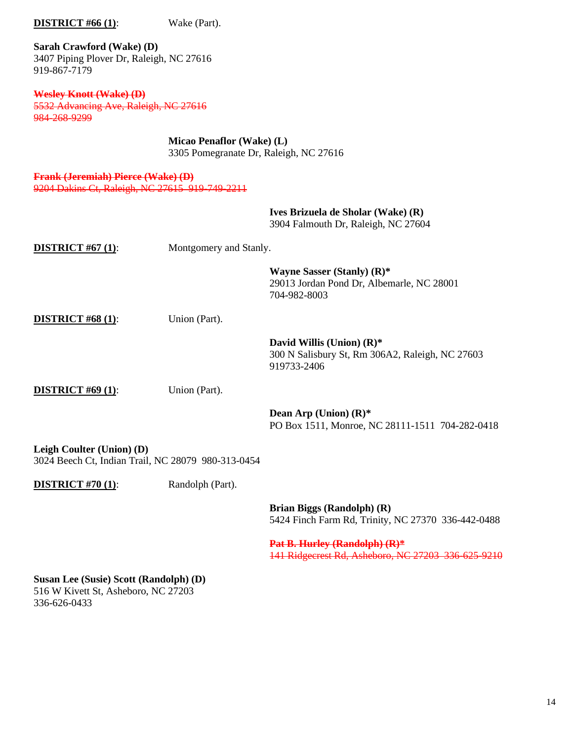**DISTRICT #66 (1)**: Wake (Part).

**Sarah Crawford (Wake) (D)**
3407 Piping Plover Dr, Raleigh, NC 27616
919-867-7179

~~**Wesley Knott (Wake) (D)**~~
~~5532 Advancing Ave, Raleigh, NC 27616~~
~~984-268-9299~~

**Micao Penaflor (Wake) (L)**
3305 Pomegranate Dr, Raleigh, NC 27616

~~**Frank (Jeremiah) Pierce (Wake) (D)**~~
~~9204 Dakins Ct, Raleigh, NC 27615 919-749-2211~~

**Ives Brizuela de Sholar (Wake) (R)**
3904 Falmouth Dr, Raleigh, NC 27604

**DISTRICT #67 (1)**: Montgomery and Stanly.

**Wayne Sasser (Stanly) (R)***
29013 Jordan Pond Dr, Albemarle, NC 28001
704-982-8003

**DISTRICT #68 (1)**: Union (Part).

**David Willis (Union) (R)***
300 N Salisbury St, Rm 306A2, Raleigh, NC 27603
919733-2406

**DISTRICT #69 (1)**: Union (Part).

**Dean Arp (Union) (R)***
PO Box 1511, Monroe, NC 28111-1511 704-282-0418

**Leigh Coulter (Union) (D)**
3024 Beech Ct, Indian Trail, NC 28079 980-313-0454

**DISTRICT #70 (1)**: Randolph (Part).

**Brian Biggs (Randolph) (R)**
5424 Finch Farm Rd, Trinity, NC 27370 336-442-0488

~~**Pat B. Hurley (Randolph) (R)***~~
~~141 Ridgecrest Rd, Asheboro, NC 27203 336-625-9210~~

**Susan Lee (Susie) Scott (Randolph) (D)**
516 W Kivett St, Asheboro, NC 27203
336-626-0433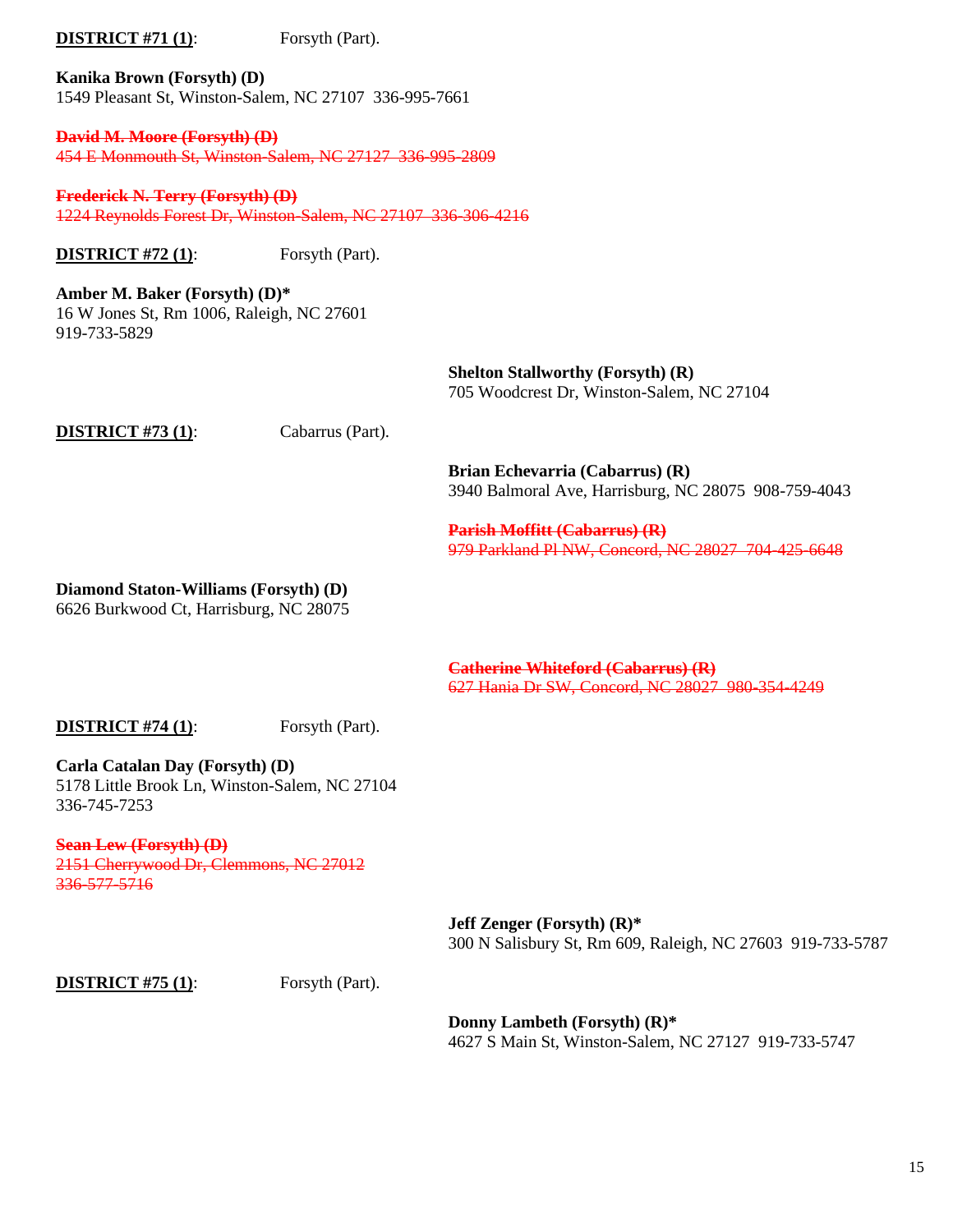**<u>DISTRICT #71 (1)</u>**: Forsyth (Part).

**Kanika Brown (Forsyth) (D)**
1549 Pleasant St, Winston-Salem, NC 27107 336-995-7661

~~**David M. Moore (Forsyth) (D)**~~
~~454 E Monmouth St, Winston-Salem, NC 27127 336-995-2809~~

~~**Frederick N. Terry (Forsyth) (D)**~~
~~1224 Reynolds Forest Dr, Winston-Salem, NC 27107 336-306-4216~~

**<u>DISTRICT #72 (1)</u>**: Forsyth (Part).

**Amber M. Baker (Forsyth) (D)***
16 W Jones St, Rm 1006, Raleigh, NC 27601
919-733-5829

**Shelton Stallworthy (Forsyth) (R)**
705 Woodcrest Dr, Winston-Salem, NC 27104

**<u>DISTRICT #73 (1)</u>**: Cabarrus (Part).

**Brian Echevarria (Cabarrus) (R)**
3940 Balmoral Ave, Harrisburg, NC 28075 908-759-4043

~~**Parish Moffitt (Cabarrus) (R)**~~
~~979 Parkland Pl NW, Concord, NC 28027 704-425-6648~~

**Diamond Staton-Williams (Forsyth) (D)**
6626 Burkwood Ct, Harrisburg, NC 28075

~~**Catherine Whiteford (Cabarrus) (R)**~~
~~627 Hania Dr SW, Concord, NC 28027 980-354-4249~~

**<u>DISTRICT #74 (1)</u>**: Forsyth (Part).

**Carla Catalan Day (Forsyth) (D)**
5178 Little Brook Ln, Winston-Salem, NC 27104
336-745-7253

~~**Sean Lew (Forsyth) (D)**~~
~~2151 Cherrywood Dr, Clemmons, NC 27012~~
~~336-577-5716~~

**Jeff Zenger (Forsyth) (R)***
300 N Salisbury St, Rm 609, Raleigh, NC 27603 919-733-5787

**<u>DISTRICT #75 (1)</u>**: Forsyth (Part).

**Donny Lambeth (Forsyth) (R)***
4627 S Main St, Winston-Salem, NC 27127 919-733-5747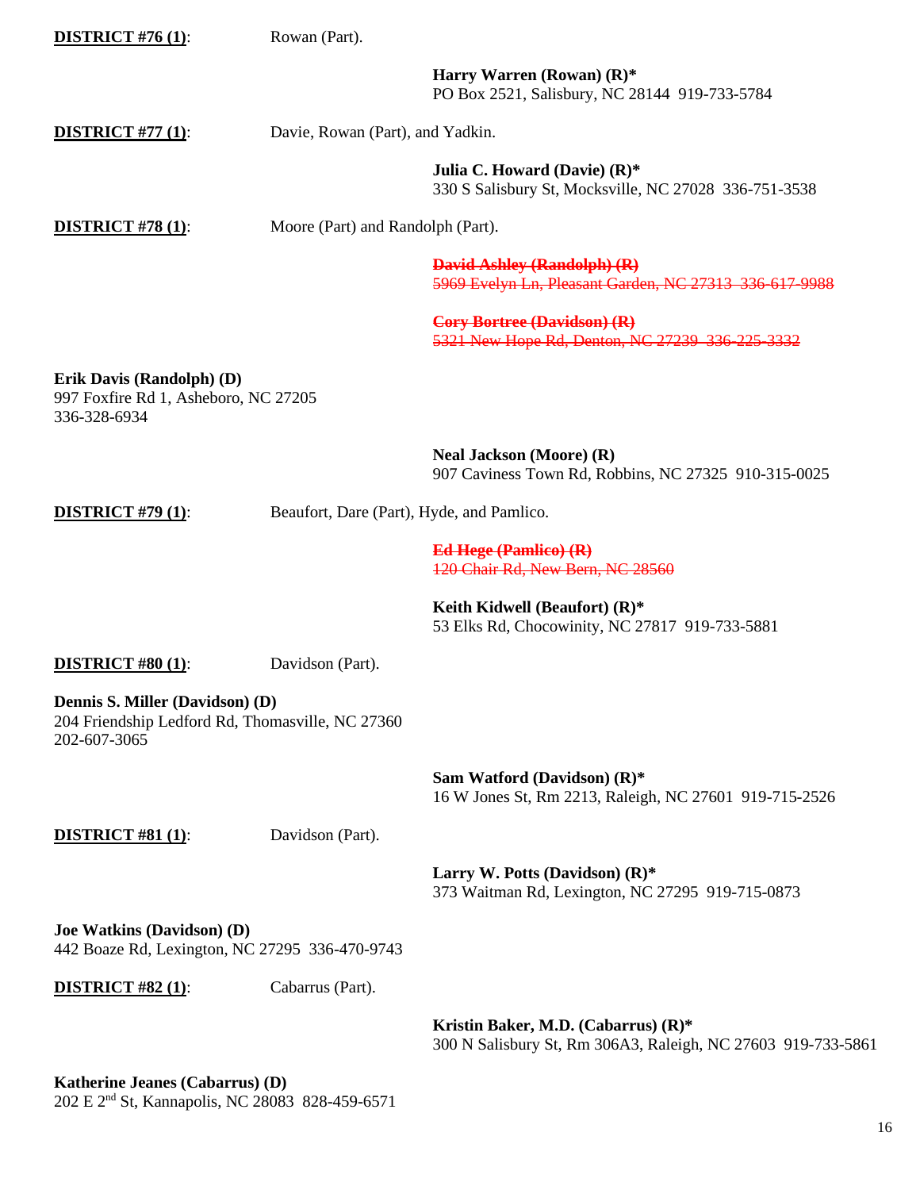**DISTRICT #76 (1)**: Rowan (Part).

**Harry Warren (Rowan) (R)***
PO Box 2521, Salisbury, NC 28144 919-733-5784

**DISTRICT #77 (1)**: Davie, Rowan (Part), and Yadkin.

**Julia C. Howard (Davie) (R)***
330 S Salisbury St, Mocksville, NC 27028 336-751-3538

**DISTRICT #78 (1)**: Moore (Part) and Randolph (Part).

~~**David Ashley (Randolph) (R)**~~
~~5969 Evelyn Ln, Pleasant Garden, NC 27313 336-617-9988~~

~~**Cory Bortree (Davidson) (R)**~~
~~5321 New Hope Rd, Denton, NC 27239 336-225-3332~~

**Erik Davis (Randolph) (D)**
997 Foxfire Rd 1, Asheboro, NC 27205
336-328-6934

**Neal Jackson (Moore) (R)**
907 Caviness Town Rd, Robbins, NC 27325 910-315-0025

**DISTRICT #79 (1)**: Beaufort, Dare (Part), Hyde, and Pamlico.

~~**Ed Hege (Pamlico) (R)**~~
~~120 Chair Rd, New Bern, NC 28560~~

**Keith Kidwell (Beaufort) (R)***
53 Elks Rd, Chocowinity, NC 27817 919-733-5881

**DISTRICT #80 (1)**: Davidson (Part).

**Dennis S. Miller (Davidson) (D)**
204 Friendship Ledford Rd, Thomasville, NC 27360
202-607-3065

**Sam Watford (Davidson) (R)***
16 W Jones St, Rm 2213, Raleigh, NC 27601 919-715-2526

**DISTRICT #81 (1)**: Davidson (Part).

**Larry W. Potts (Davidson) (R)***
373 Waitman Rd, Lexington, NC 27295 919-715-0873

**Joe Watkins (Davidson) (D)**
442 Boaze Rd, Lexington, NC 27295 336-470-9743

**DISTRICT #82 (1)**: Cabarrus (Part).

**Kristin Baker, M.D. (Cabarrus) (R)***
300 N Salisbury St, Rm 306A3, Raleigh, NC 27603 919-733-5861

**Katherine Jeanes (Cabarrus) (D)**
202 E 2nd St, Kannapolis, NC 28083 828-459-6571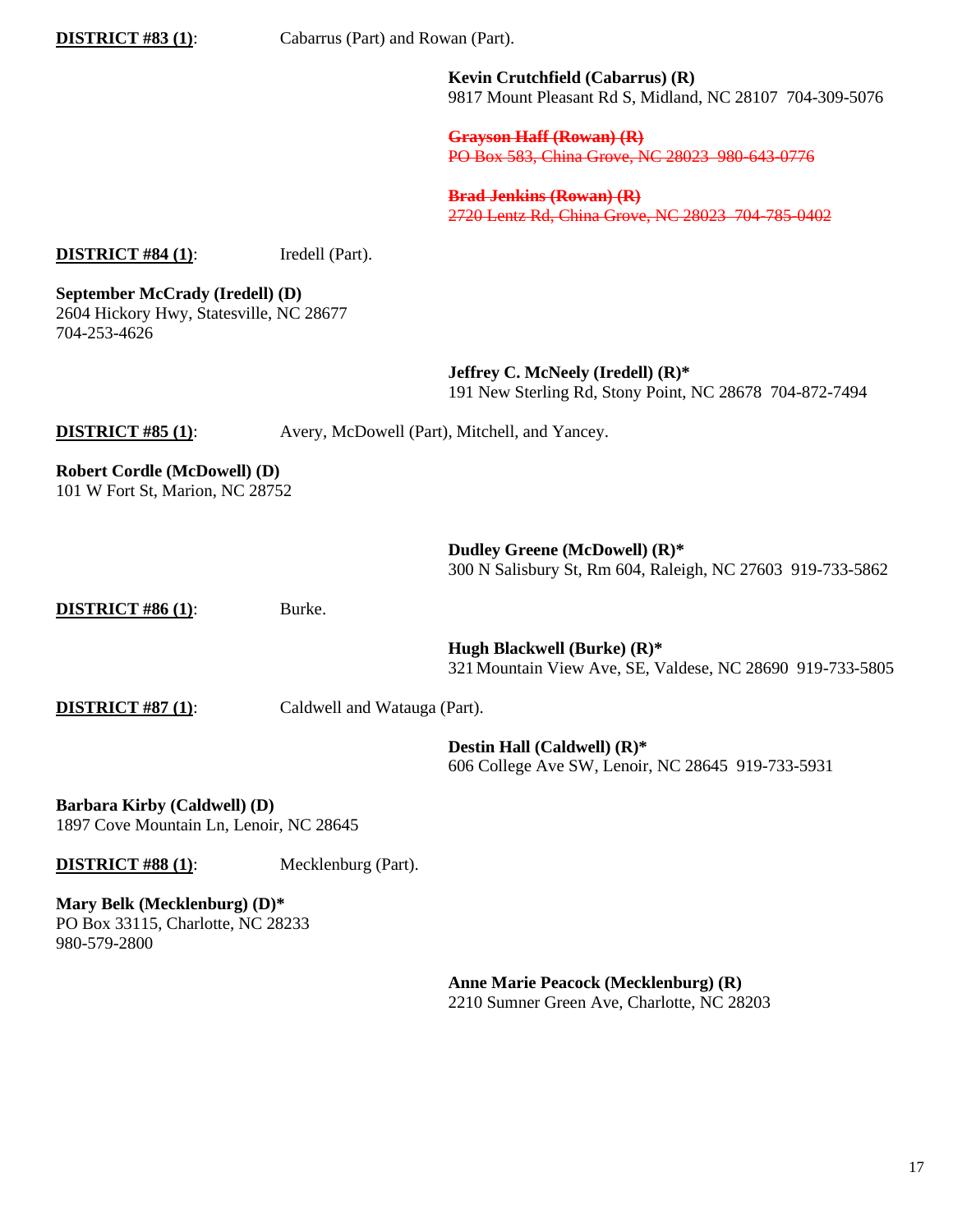**DISTRICT #83 (1)**: Cabarrus (Part) and Rowan (Part).

**Kevin Crutchfield (Cabarrus) (R)**
9817 Mount Pleasant Rd S, Midland, NC 28107 704-309-5076

~~**Grayson Haff (Rowan) (R)**~~
~~PO Box 583, China Grove, NC 28023 980-643-0776~~

~~**Brad Jenkins (Rowan) (R)**~~
~~2720 Lentz Rd, China Grove, NC 28023 704-785-0402~~

**DISTRICT #84 (1)**: Iredell (Part).

**September McCrady (Iredell) (D)**
2604 Hickory Hwy, Statesville, NC 28677
704-253-4626

**Jeffrey C. McNeely (Iredell) (R)***
191 New Sterling Rd, Stony Point, NC 28678 704-872-7494

**DISTRICT #85 (1)**: Avery, McDowell (Part), Mitchell, and Yancey.

**Robert Cordle (McDowell) (D)**
101 W Fort St, Marion, NC 28752

**Dudley Greene (McDowell) (R)***
300 N Salisbury St, Rm 604, Raleigh, NC 27603 919-733-5862

**DISTRICT #86 (1)**: Burke.

**Hugh Blackwell (Burke) (R)***
321 Mountain View Ave, SE, Valdese, NC 28690 919-733-5805

**DISTRICT #87 (1)**: Caldwell and Watauga (Part).

**Destin Hall (Caldwell) (R)***
606 College Ave SW, Lenoir, NC 28645 919-733-5931

**Barbara Kirby (Caldwell) (D)**
1897 Cove Mountain Ln, Lenoir, NC 28645

**DISTRICT #88 (1)**: Mecklenburg (Part).

**Mary Belk (Mecklenburg) (D)***
PO Box 33115, Charlotte, NC 28233
980-579-2800

**Anne Marie Peacock (Mecklenburg) (R)**
2210 Sumner Green Ave, Charlotte, NC 28203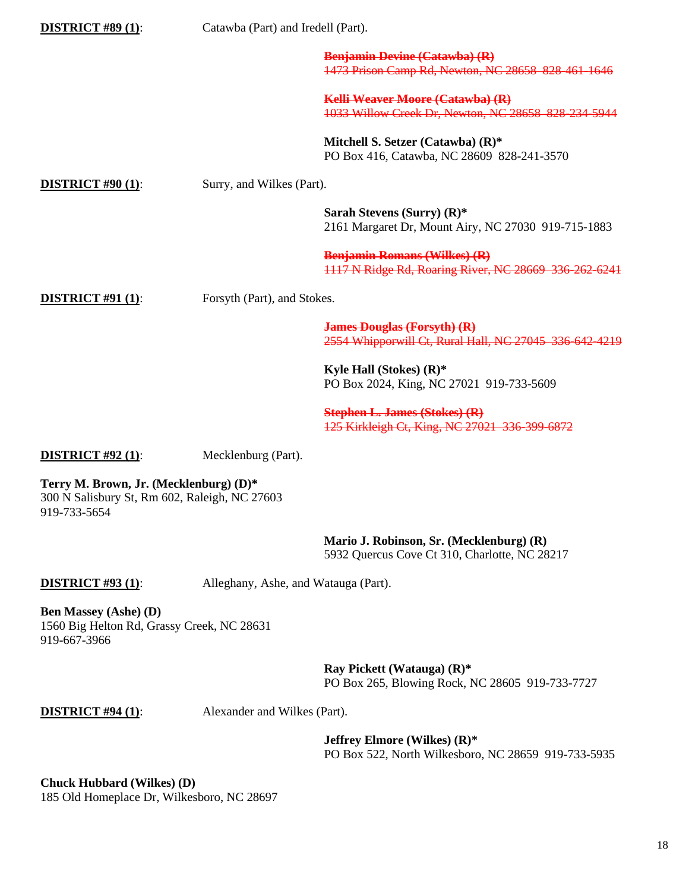**<u>DISTRICT #89 (1)</u>**: Catawba (Part) and Iredell (Part).

~~**Benjamin Devine (Catawba) (R)**~~
~~1473 Prison Camp Rd, Newton, NC 28658 828-461-1646~~

~~**Kelli Weaver Moore (Catawba) (R)**~~
~~1033 Willow Creek Dr, Newton, NC 28658 828-234-5944~~

**Mitchell S. Setzer (Catawba) (R)***
PO Box 416, Catawba, NC 28609 828-241-3570

**<u>DISTRICT #90 (1)</u>**: Surry, and Wilkes (Part).

**Sarah Stevens (Surry) (R)***
2161 Margaret Dr, Mount Airy, NC 27030 919-715-1883

~~**Benjamin Romans (Wilkes) (R)**~~
~~1117 N Ridge Rd, Roaring River, NC 28669 336-262-6241~~

**<u>DISTRICT #91 (1)</u>**: Forsyth (Part), and Stokes.

~~**James Douglas (Forsyth) (R)**~~
~~2554 Whipporwill Ct, Rural Hall, NC 27045 336-642-4219~~

**Kyle Hall (Stokes) (R)***
PO Box 2024, King, NC 27021 919-733-5609

~~**Stephen L. James (Stokes) (R)**~~
~~125 Kirkleigh Ct, King, NC 27021 336-399-6872~~

**<u>DISTRICT #92 (1)</u>**: Mecklenburg (Part).

**Terry M. Brown, Jr. (Mecklenburg) (D)***
300 N Salisbury St, Rm 602, Raleigh, NC 27603
919-733-5654

**Mario J. Robinson, Sr. (Mecklenburg) (R)**
5932 Quercus Cove Ct 310, Charlotte, NC 28217

**<u>DISTRICT #93 (1)</u>**: Alleghany, Ashe, and Watauga (Part).

**Ben Massey (Ashe) (D)**
1560 Big Helton Rd, Grassy Creek, NC 28631
919-667-3966

**Ray Pickett (Watauga) (R)***
PO Box 265, Blowing Rock, NC 28605 919-733-7727

**<u>DISTRICT #94 (1)</u>**: Alexander and Wilkes (Part).

**Jeffrey Elmore (Wilkes) (R)***
PO Box 522, North Wilkesboro, NC 28659 919-733-5935

**Chuck Hubbard (Wilkes) (D)**
185 Old Homeplace Dr, Wilkesboro, NC 28697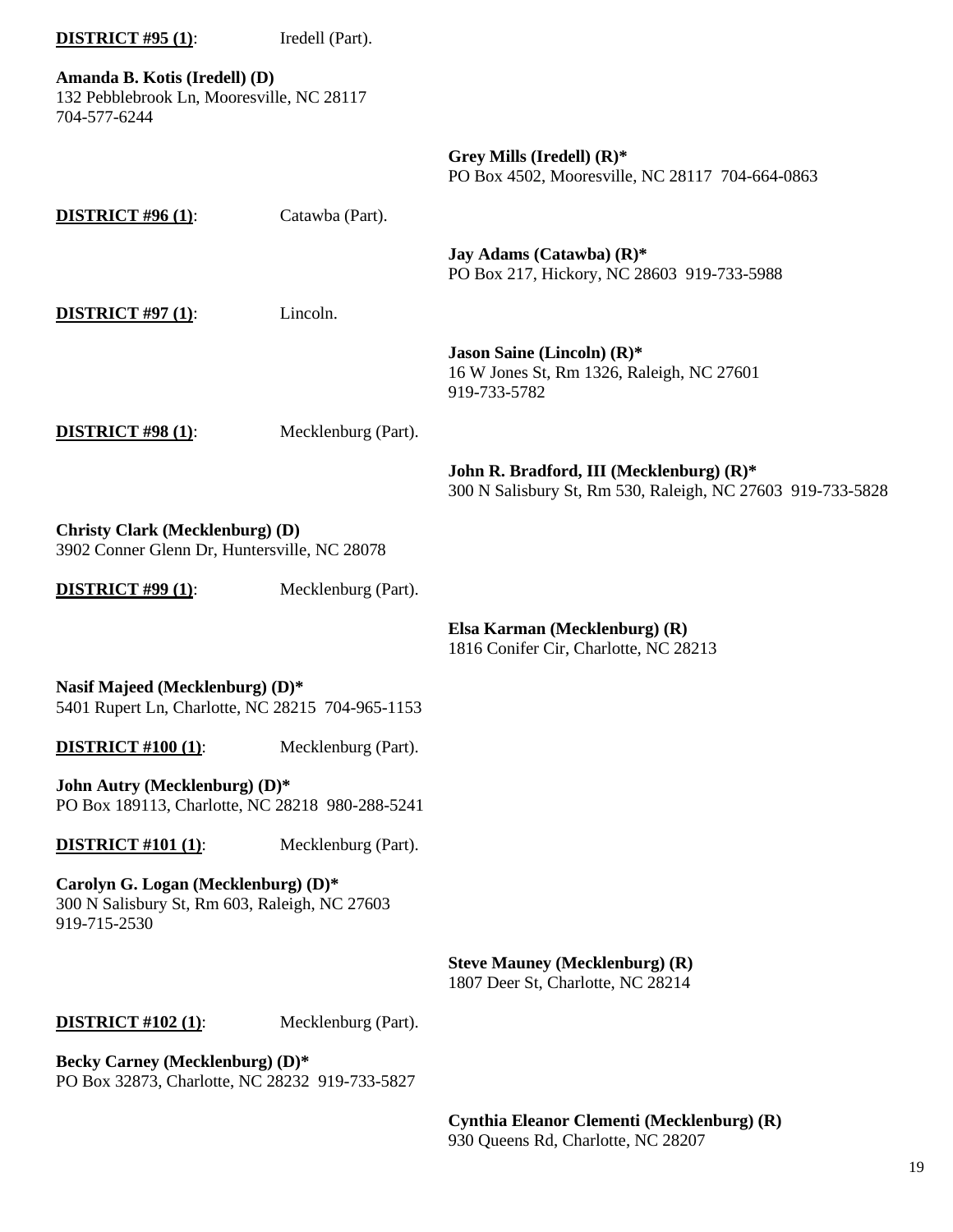**DISTRICT #95 (1)**: Iredell (Part).

**Amanda B. Kotis (Iredell) (D)**
132 Pebblebrook Ln, Mooresville, NC 28117
704-577-6244

**Grey Mills (Iredell) (R)***
PO Box 4502, Mooresville, NC 28117 704-664-0863

**DISTRICT #96 (1)**: Catawba (Part).

**Jay Adams (Catawba) (R)***
PO Box 217, Hickory, NC 28603 919-733-5988

**DISTRICT #97 (1)**: Lincoln.

**Jason Saine (Lincoln) (R)***
16 W Jones St, Rm 1326, Raleigh, NC 27601
919-733-5782

**DISTRICT #98 (1)**: Mecklenburg (Part).

**John R. Bradford, III (Mecklenburg) (R)***
300 N Salisbury St, Rm 530, Raleigh, NC 27603 919-733-5828

**Christy Clark (Mecklenburg) (D)**
3902 Conner Glenn Dr, Huntersville, NC 28078

**DISTRICT #99 (1)**: Mecklenburg (Part).

**Elsa Karman (Mecklenburg) (R)**
1816 Conifer Cir, Charlotte, NC 28213

**Nasif Majeed (Mecklenburg) (D)***
5401 Rupert Ln, Charlotte, NC 28215 704-965-1153

**DISTRICT #100 (1)**: Mecklenburg (Part).

**John Autry (Mecklenburg) (D)***
PO Box 189113, Charlotte, NC 28218 980-288-5241

**DISTRICT #101 (1)**: Mecklenburg (Part).

**Carolyn G. Logan (Mecklenburg) (D)***
300 N Salisbury St, Rm 603, Raleigh, NC 27603
919-715-2530

**Steve Mauney (Mecklenburg) (R)**
1807 Deer St, Charlotte, NC 28214

**DISTRICT #102 (1)**: Mecklenburg (Part).

**Becky Carney (Mecklenburg) (D)***
PO Box 32873, Charlotte, NC 28232 919-733-5827

**Cynthia Eleanor Clementi (Mecklenburg) (R)**
930 Queens Rd, Charlotte, NC 28207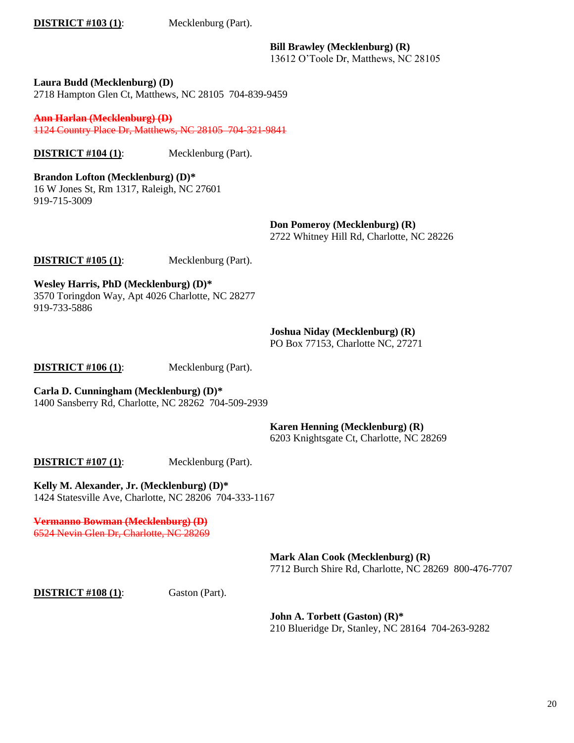**DISTRICT #103 (1)**: Mecklenburg (Part).

**Bill Brawley (Mecklenburg) (R)**
13612 O'Toole Dr, Matthews, NC 28105

**Laura Budd (Mecklenburg) (D)**
2718 Hampton Glen Ct, Matthews, NC 28105 704-839-9459

~~**Ann Harlan (Mecklenburg) (D)**~~
~~1124 Country Place Dr, Matthews, NC 28105 704-321-9841~~

**DISTRICT #104 (1)**: Mecklenburg (Part).

**Brandon Lofton (Mecklenburg) (D)***
16 W Jones St, Rm 1317, Raleigh, NC 27601
919-715-3009

**Don Pomeroy (Mecklenburg) (R)**
2722 Whitney Hill Rd, Charlotte, NC 28226

**DISTRICT #105 (1)**: Mecklenburg (Part).

**Wesley Harris, PhD (Mecklenburg) (D)***
3570 Toringdon Way, Apt 4026 Charlotte, NC 28277
919-733-5886

**Joshua Niday (Mecklenburg) (R)**
PO Box 77153, Charlotte NC, 27271

**DISTRICT #106 (1)**: Mecklenburg (Part).

**Carla D. Cunningham (Mecklenburg) (D)***
1400 Sansberry Rd, Charlotte, NC 28262 704-509-2939

**Karen Henning (Mecklenburg) (R)**
6203 Knightsgate Ct, Charlotte, NC 28269

**DISTRICT #107 (1)**: Mecklenburg (Part).

**Kelly M. Alexander, Jr. (Mecklenburg) (D)***
1424 Statesville Ave, Charlotte, NC 28206 704-333-1167

~~**Vermanno Bowman (Mecklenburg) (D)**~~
~~6524 Nevin Glen Dr, Charlotte, NC 28269~~

**Mark Alan Cook (Mecklenburg) (R)**
7712 Burch Shire Rd, Charlotte, NC 28269 800-476-7707

**DISTRICT #108 (1)**: Gaston (Part).

**John A. Torbett (Gaston) (R)***
210 Blueridge Dr, Stanley, NC 28164 704-263-9282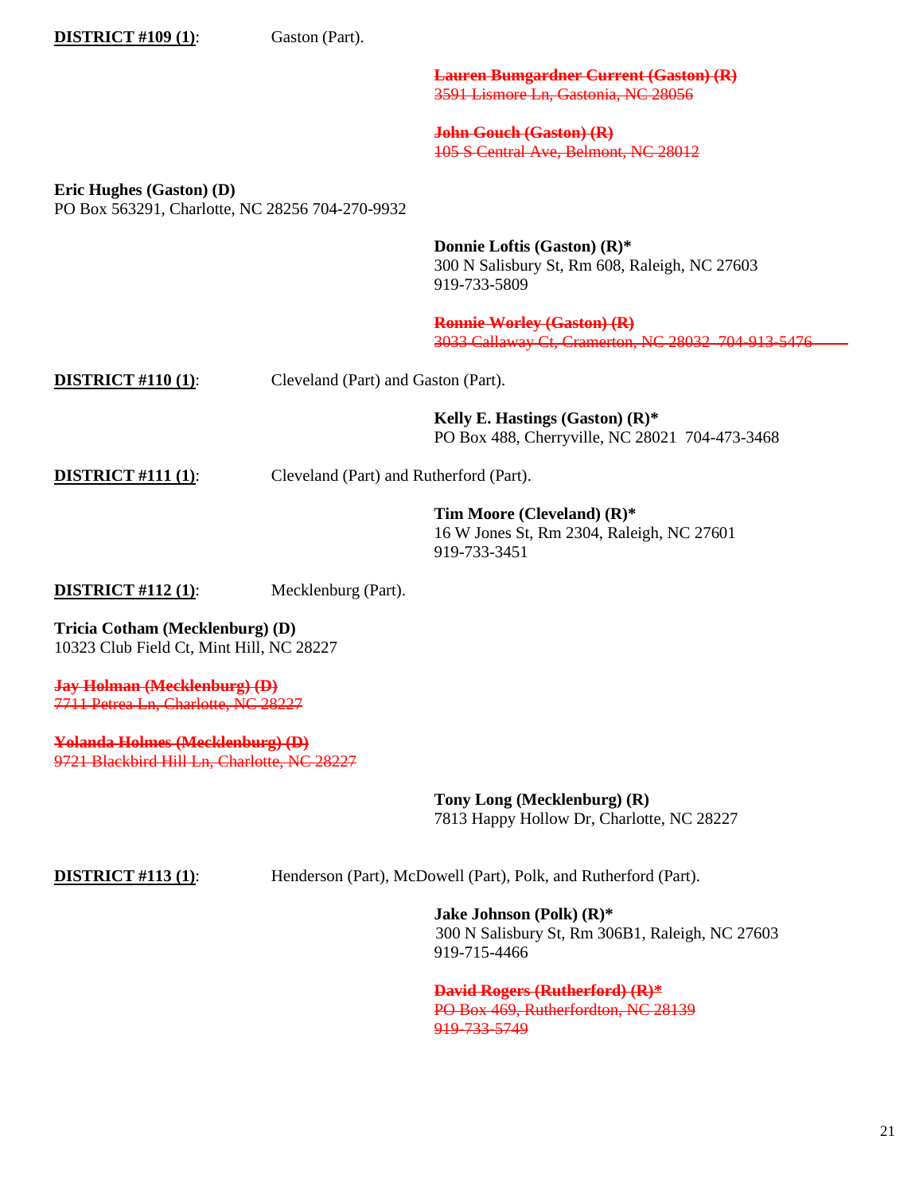**DISTRICT #109 (1)**: Gaston (Part).

~~**Lauren Bumgardner Current (Gaston) (R)**~~
~~3591 Lismore Ln, Gastonia, NC 28056~~

~~**John Gouch (Gaston) (R)**~~
~~105 S Central Ave, Belmont, NC 28012~~

**Eric Hughes (Gaston) (D)**
PO Box 563291, Charlotte, NC 28256 704-270-9932

**Donnie Loftis (Gaston) (R)***
300 N Salisbury St, Rm 608, Raleigh, NC 27603
919-733-5809

~~**Ronnie Worley (Gaston) (R)**~~
~~3033 Callaway Ct, Cramerton, NC 28032 704-913-5476~~

**DISTRICT #110 (1)**: Cleveland (Part) and Gaston (Part).

**Kelly E. Hastings (Gaston) (R)***
PO Box 488, Cherryville, NC 28021 704-473-3468

**DISTRICT #111 (1)**: Cleveland (Part) and Rutherford (Part).

**Tim Moore (Cleveland) (R)***
16 W Jones St, Rm 2304, Raleigh, NC 27601
919-733-3451

**DISTRICT #112 (1)**: Mecklenburg (Part).

**Tricia Cotham (Mecklenburg) (D)**
10323 Club Field Ct, Mint Hill, NC 28227

~~**Jay Holman (Mecklenburg) (D)**~~
~~7711 Petrea Ln, Charlotte, NC 28227~~

~~**Yolanda Holmes (Mecklenburg) (D)**~~
~~9721 Blackbird Hill Ln, Charlotte, NC 28227~~

**Tony Long (Mecklenburg) (R)**
7813 Happy Hollow Dr, Charlotte, NC 28227

**DISTRICT #113 (1)**: Henderson (Part), McDowell (Part), Polk, and Rutherford (Part).

**Jake Johnson (Polk) (R)***
300 N Salisbury St, Rm 306B1, Raleigh, NC 27603
919-715-4466

~~**David Rogers (Rutherford) (R)***~~
~~PO Box 469, Rutherfordton, NC 28139~~
~~919-733-5749~~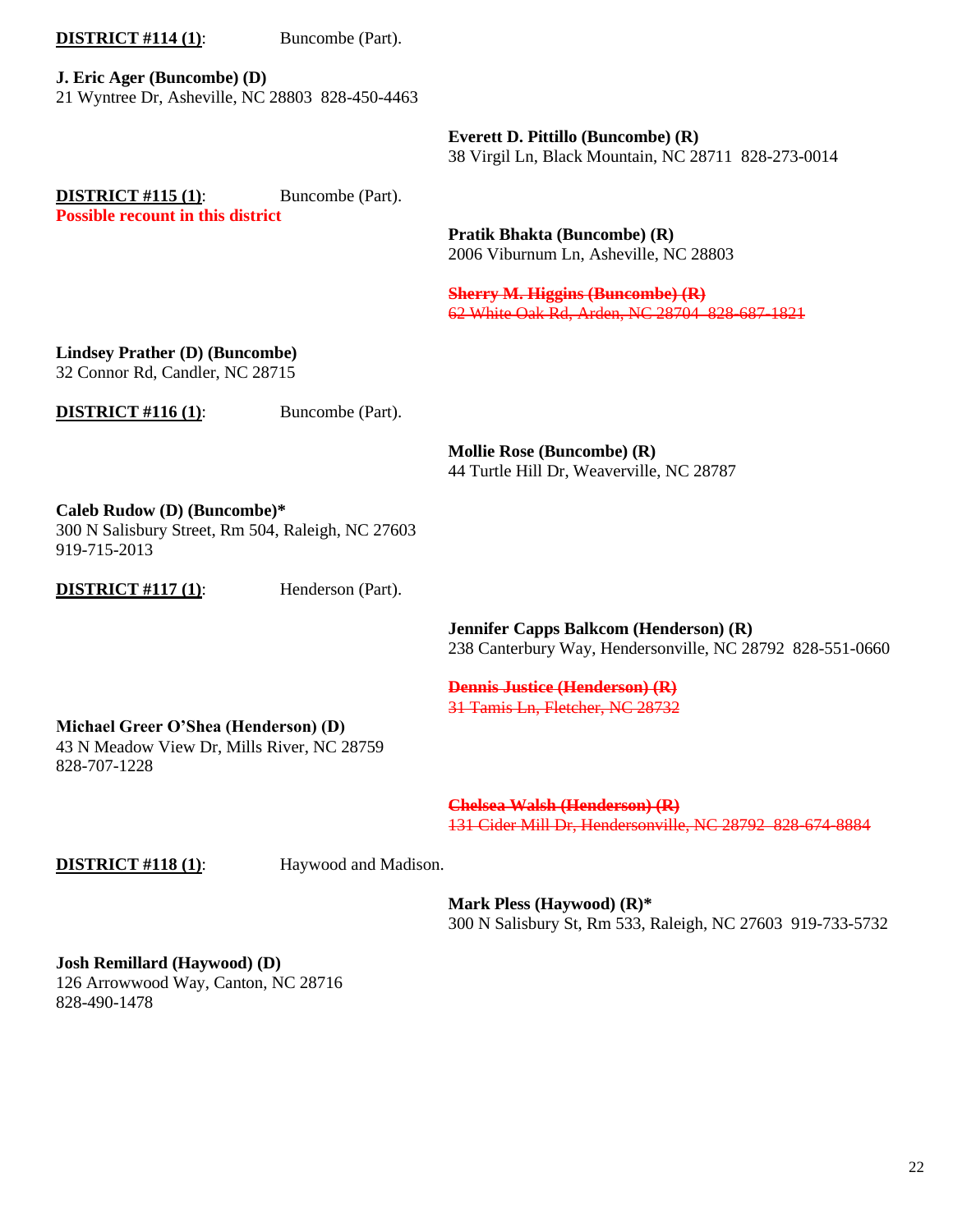**<u>DISTRICT #114 (1)</u>**: Buncombe (Part).

**J. Eric Ager (Buncombe) (D)**
21 Wyntree Dr, Asheville, NC 28803 828-450-4463

**Everett D. Pittillo (Buncombe) (R)**
38 Virgil Ln, Black Mountain, NC 28711 828-273-0014

**<u>DISTRICT #115 (1)</u>**: Buncombe (Part).
**Possible recount in this district**

**Pratik Bhakta (Buncombe) (R)**
2006 Viburnum Ln, Asheville, NC 28803

~~**Sherry M. Higgins (Buncombe) (R)**~~
~~62 White Oak Rd, Arden, NC 28704 828-687-1821~~

**Lindsey Prather (D) (Buncombe)**
32 Connor Rd, Candler, NC 28715

**<u>DISTRICT #116 (1)</u>**: Buncombe (Part).

**Mollie Rose (Buncombe) (R)**
44 Turtle Hill Dr, Weaverville, NC 28787

**Caleb Rudow (D) (Buncombe)***
300 N Salisbury Street, Rm 504, Raleigh, NC 27603
919-715-2013

**<u>DISTRICT #117 (1)</u>**: Henderson (Part).

**Jennifer Capps Balkcom (Henderson) (R)**
238 Canterbury Way, Hendersonville, NC 28792 828-551-0660

~~**Dennis Justice (Henderson) (R)**~~
~~31 Tamis Ln, Fletcher, NC 28732~~

**Michael Greer O'Shea (Henderson) (D)**
43 N Meadow View Dr, Mills River, NC 28759
828-707-1228

~~**Chelsea Walsh (Henderson) (R)**~~
~~131 Cider Mill Dr, Hendersonville, NC 28792 828-674-8884~~

**<u>DISTRICT #118 (1)</u>**: Haywood and Madison.

**Mark Pless (Haywood) (R)***
300 N Salisbury St, Rm 533, Raleigh, NC 27603 919-733-5732

**Josh Remillard (Haywood) (D)**
126 Arrowwood Way, Canton, NC 28716
828-490-1478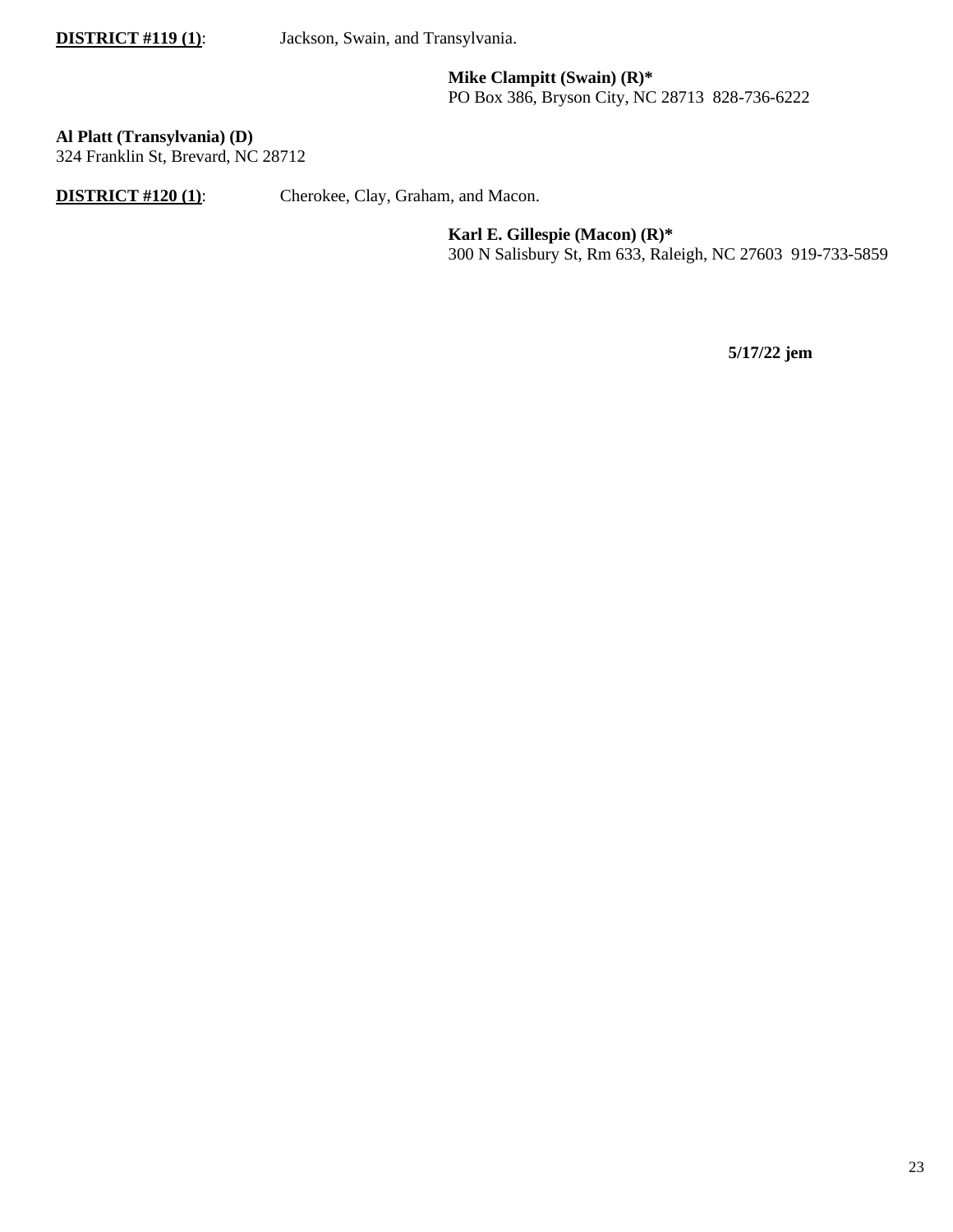**<u>DISTRICT #119 (1)</u>**: Jackson, Swain, and Transylvania.

**Mike Clampitt (Swain) (R)***
PO Box 386, Bryson City, NC 28713 828-736-6222

**Al Platt (Transylvania) (D)**
324 Franklin St, Brevard, NC 28712

**<u>DISTRICT #120 (1)</u>**: Cherokee, Clay, Graham, and Macon.

**Karl E. Gillespie (Macon) (R)***
300 N Salisbury St, Rm 633, Raleigh, NC 27603 919-733-5859

**5/17/22 jem**